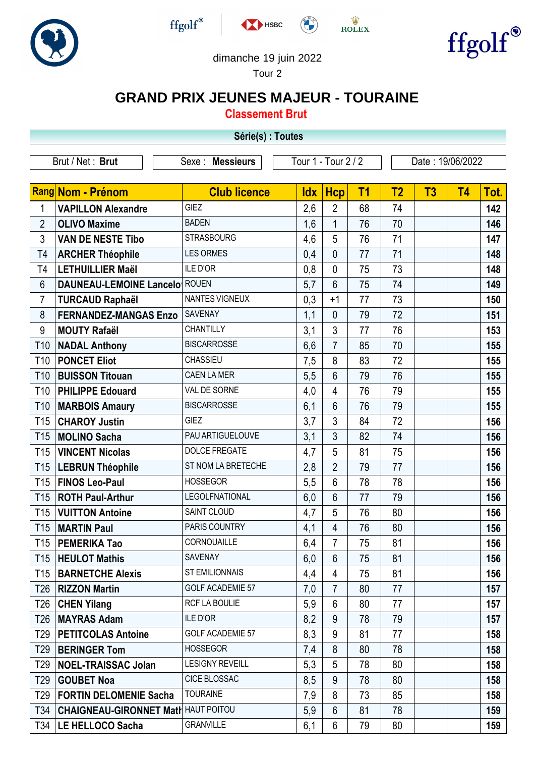dimanche 19 juin 2022

Tour 2

# GRAND PRIX JEUNES MAJEUR - TOURAINE

## Classement Brut

**Série(s) : Toutes**

| Brut / Net : **Brut** | Sexe : **Messieurs** | Tour 1 - Tour 2 / 2 | Date : 19/06/2022 |
|---|---|---|---|

| Rang | Nom - Prénom | Club licence | Idx | Hcp | T1 | T2 | T3 | T4 | Tot. |
|---|---|---|---|---|---|---|---|---|---|
| 1 | **VAPILLON Alexandre** | GIEZ | 2,6 | 2 | 68 | 74 | | | **142** |
| 2 | **OLIVO Maxime** | BADEN | 1,6 | 1 | 76 | 70 | | | **146** |
| 3 | **VAN DE NESTE Tibo** | STRASBOURG | 4,6 | 5 | 76 | 71 | | | **147** |
| T4 | **ARCHER Théophile** | LES ORMES | 0,4 | 0 | 77 | 71 | | | **148** |
| T4 | **LETHUILLIER Maël** | ILE D'OR | 0,8 | 0 | 75 | 73 | | | **148** |
| 6 | **DAUNEAU-LEMOINE Lancelo** | ROUEN | 5,7 | 6 | 75 | 74 | | | **149** |
| 7 | **TURCAUD Raphaël** | NANTES VIGNEUX | 0,3 | +1 | 77 | 73 | | | **150** |
| 8 | **FERNANDEZ-MANGAS Enzo** | SAVENAY | 1,1 | 0 | 79 | 72 | | | **151** |
| 9 | **MOUTY Rafaël** | CHANTILLY | 3,1 | 3 | 77 | 76 | | | **153** |
| T10 | **NADAL Anthony** | BISCARROSSE | 6,6 | 7 | 85 | 70 | | | **155** |
| T10 | **PONCET Eliot** | CHASSIEU | 7,5 | 8 | 83 | 72 | | | **155** |
| T10 | **BUISSON Titouan** | CAEN LA MER | 5,5 | 6 | 79 | 76 | | | **155** |
| T10 | **PHILIPPE Edouard** | VAL DE SORNE | 4,0 | 4 | 76 | 79 | | | **155** |
| T10 | **MARBOIS Amaury** | BISCARROSSE | 6,1 | 6 | 76 | 79 | | | **155** |
| T15 | **CHAROY Justin** | GIEZ | 3,7 | 3 | 84 | 72 | | | **156** |
| T15 | **MOLINO Sacha** | PAU ARTIGUELOUVE | 3,1 | 3 | 82 | 74 | | | **156** |
| T15 | **VINCENT Nicolas** | DOLCE FREGATE | 4,7 | 5 | 81 | 75 | | | **156** |
| T15 | **LEBRUN Théophile** | ST NOM LA BRETECHE | 2,8 | 2 | 79 | 77 | | | **156** |
| T15 | **FINOS Leo-Paul** | HOSSEGOR | 5,5 | 6 | 78 | 78 | | | **156** |
| T15 | **ROTH Paul-Arthur** | LEGOLFNATIONAL | 6,0 | 6 | 77 | 79 | | | **156** |
| T15 | **VUITTON Antoine** | SAINT CLOUD | 4,7 | 5 | 76 | 80 | | | **156** |
| T15 | **MARTIN Paul** | PARIS COUNTRY | 4,1 | 4 | 76 | 80 | | | **156** |
| T15 | **PEMERIKA Tao** | CORNOUAILLE | 6,4 | 7 | 75 | 81 | | | **156** |
| T15 | **HEULOT Mathis** | SAVENAY | 6,0 | 6 | 75 | 81 | | | **156** |
| T15 | **BARNETCHE Alexis** | ST EMILIONNAIS | 4,4 | 4 | 75 | 81 | | | **156** |
| T26 | **RIZZON Martin** | GOLF ACADEMIE 57 | 7,0 | 7 | 80 | 77 | | | **157** |
| T26 | **CHEN Yilang** | RCF LA BOULIE | 5,9 | 6 | 80 | 77 | | | **157** |
| T26 | **MAYRAS Adam** | ILE D'OR | 8,2 | 9 | 78 | 79 | | | **157** |
| T29 | **PETITCOLAS Antoine** | GOLF ACADEMIE 57 | 8,3 | 9 | 81 | 77 | | | **158** |
| T29 | **BERINGER Tom** | HOSSEGOR | 7,4 | 8 | 80 | 78 | | | **158** |
| T29 | **NOEL-TRAISSAC Jolan** | LESIGNY REVEILL | 5,3 | 5 | 78 | 80 | | | **158** |
| T29 | **GOUBET Noa** | CICE BLOSSAC | 8,5 | 9 | 78 | 80 | | | **158** |
| T29 | **FORTIN DELOMENIE Sacha** | TOURAINE | 7,9 | 8 | 73 | 85 | | | **158** |
| T34 | **CHAIGNEAU-GIRONNET Math** | HAUT POITOU | 5,9 | 6 | 81 | 78 | | | **159** |
| T34 | **LE HELLOCO Sacha** | GRANVILLE | 6,1 | 6 | 79 | 80 | | | **159** |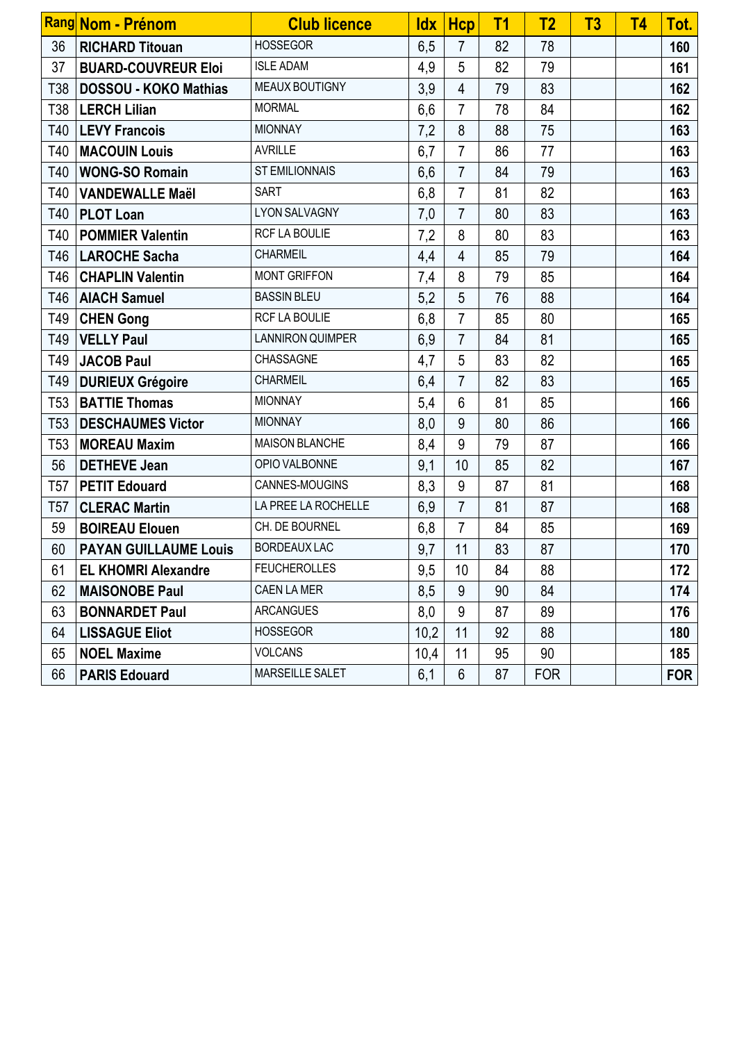| Rang | Nom - Prénom | Club licence | Idx | Hcp | T1 | T2 | T3 | T4 | Tot. |
|---|---|---|---|---|---|---|---|---|---|
| 36 | **RICHARD Titouan** | HOSSEGOR | 6,5 | 7 | 82 | 78 | | | **160** |
| 37 | **BUARD-COUVREUR Eloi** | ISLE ADAM | 4,9 | 5 | 82 | 79 | | | **161** |
| T38 | **DOSSOU - KOKO Mathias** | MEAUX BOUTIGNY | 3,9 | 4 | 79 | 83 | | | **162** |
| T38 | **LERCH Lilian** | MORMAL | 6,6 | 7 | 78 | 84 | | | **162** |
| T40 | **LEVY Francois** | MIONNAY | 7,2 | 8 | 88 | 75 | | | **163** |
| T40 | **MACOUIN Louis** | AVRILLE | 6,7 | 7 | 86 | 77 | | | **163** |
| T40 | **WONG-SO Romain** | ST EMILIONNAIS | 6,6 | 7 | 84 | 79 | | | **163** |
| T40 | **VANDEWALLE Maël** | SART | 6,8 | 7 | 81 | 82 | | | **163** |
| T40 | **PLOT Loan** | LYON SALVAGNY | 7,0 | 7 | 80 | 83 | | | **163** |
| T40 | **POMMIER Valentin** | RCF LA BOULIE | 7,2 | 8 | 80 | 83 | | | **163** |
| T46 | **LAROCHE Sacha** | CHARMEIL | 4,4 | 4 | 85 | 79 | | | **164** |
| T46 | **CHAPLIN Valentin** | MONT GRIFFON | 7,4 | 8 | 79 | 85 | | | **164** |
| T46 | **AIACH Samuel** | BASSIN BLEU | 5,2 | 5 | 76 | 88 | | | **164** |
| T49 | **CHEN Gong** | RCF LA BOULIE | 6,8 | 7 | 85 | 80 | | | **165** |
| T49 | **VELLY Paul** | LANNIRON QUIMPER | 6,9 | 7 | 84 | 81 | | | **165** |
| T49 | **JACOB Paul** | CHASSAGNE | 4,7 | 5 | 83 | 82 | | | **165** |
| T49 | **DURIEUX Grégoire** | CHARMEIL | 6,4 | 7 | 82 | 83 | | | **165** |
| T53 | **BATTIE Thomas** | MIONNAY | 5,4 | 6 | 81 | 85 | | | **166** |
| T53 | **DESCHAUMES Victor** | MIONNAY | 8,0 | 9 | 80 | 86 | | | **166** |
| T53 | **MOREAU Maxim** | MAISON BLANCHE | 8,4 | 9 | 79 | 87 | | | **166** |
| 56 | **DETHEVE Jean** | OPIO VALBONNE | 9,1 | 10 | 85 | 82 | | | **167** |
| T57 | **PETIT Edouard** | CANNES-MOUGINS | 8,3 | 9 | 87 | 81 | | | **168** |
| T57 | **CLERAC Martin** | LA PREE LA ROCHELLE | 6,9 | 7 | 81 | 87 | | | **168** |
| 59 | **BOIREAU Elouen** | CH. DE BOURNEL | 6,8 | 7 | 84 | 85 | | | **169** |
| 60 | **PAYAN GUILLAUME Louis** | BORDEAUX LAC | 9,7 | 11 | 83 | 87 | | | **170** |
| 61 | **EL KHOMRI Alexandre** | FEUCHEROLLES | 9,5 | 10 | 84 | 88 | | | **172** |
| 62 | **MAISONOBE Paul** | CAEN LA MER | 8,5 | 9 | 90 | 84 | | | **174** |
| 63 | **BONNARDET Paul** | ARCANGUES | 8,0 | 9 | 87 | 89 | | | **176** |
| 64 | **LISSAGUE Eliot** | HOSSEGOR | 10,2 | 11 | 92 | 88 | | | **180** |
| 65 | **NOEL Maxime** | VOLCANS | 10,4 | 11 | 95 | 90 | | | **185** |
| 66 | **PARIS Edouard** | MARSEILLE SALET | 6,1 | 6 | 87 | FOR | | | **FOR** |